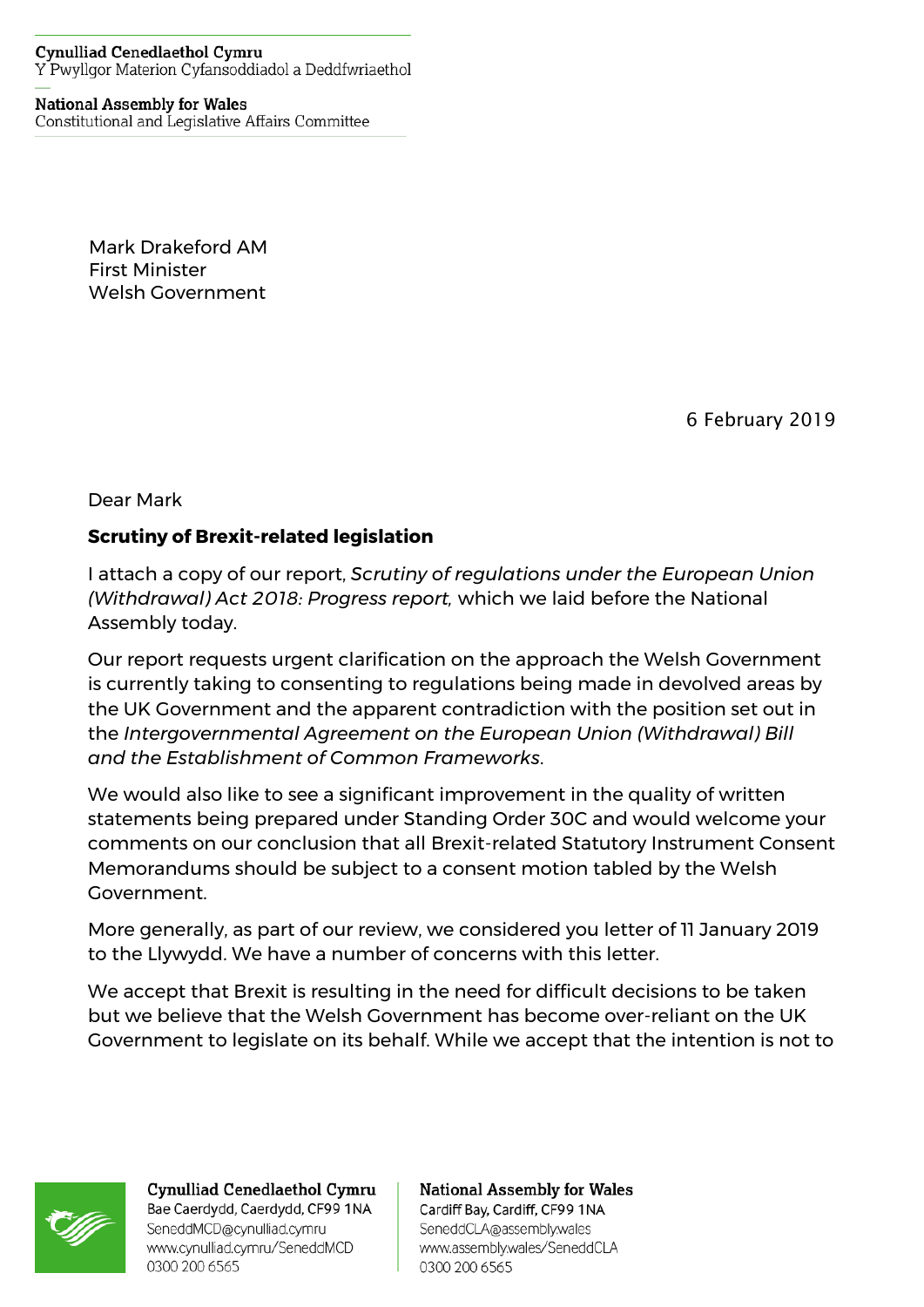Cynulliad Cenedlaethol Cymru
Y Pwyllgor Materion Cyfansoddiadol a Deddfwriaethol

National Assembly for Wales
Constitutional and Legislative Affairs Committee

Mark Drakeford AM
First Minister
Welsh Government

6 February 2019

Dear Mark

**Scrutiny of Brexit-related legislation**

I attach a copy of our report, *Scrutiny of regulations under the European Union (Withdrawal) Act 2018: Progress report,* which we laid before the National Assembly today.

Our report requests urgent clarification on the approach the Welsh Government is currently taking to consenting to regulations being made in devolved areas by the UK Government and the apparent contradiction with the position set out in the *Intergovernmental Agreement on the European Union (Withdrawal) Bill and the Establishment of Common Frameworks*.

We would also like to see a significant improvement in the quality of written statements being prepared under Standing Order 30C and would welcome your comments on our conclusion that all Brexit-related Statutory Instrument Consent Memorandums should be subject to a consent motion tabled by the Welsh Government.

More generally, as part of our review, we considered you letter of 11 January 2019 to the Llywydd. We have a number of concerns with this letter.

We accept that Brexit is resulting in the need for difficult decisions to be taken but we believe that the Welsh Government has become over-reliant on the UK Government to legislate on its behalf. While we accept that the intention is not to

Cynulliad Cenedlaethol Cymru
Bae Caerdydd, Caerdydd, CF99 1NA
SeneddMCD@cynulliad.cymru
www.cynulliad.cymru/SeneddMCD
0300 200 6565

National Assembly for Wales
Cardiff Bay, Cardiff, CF99 1NA
SeneddCLA@assembly.wales
www.assembly.wales/SeneddCLA
0300 200 6565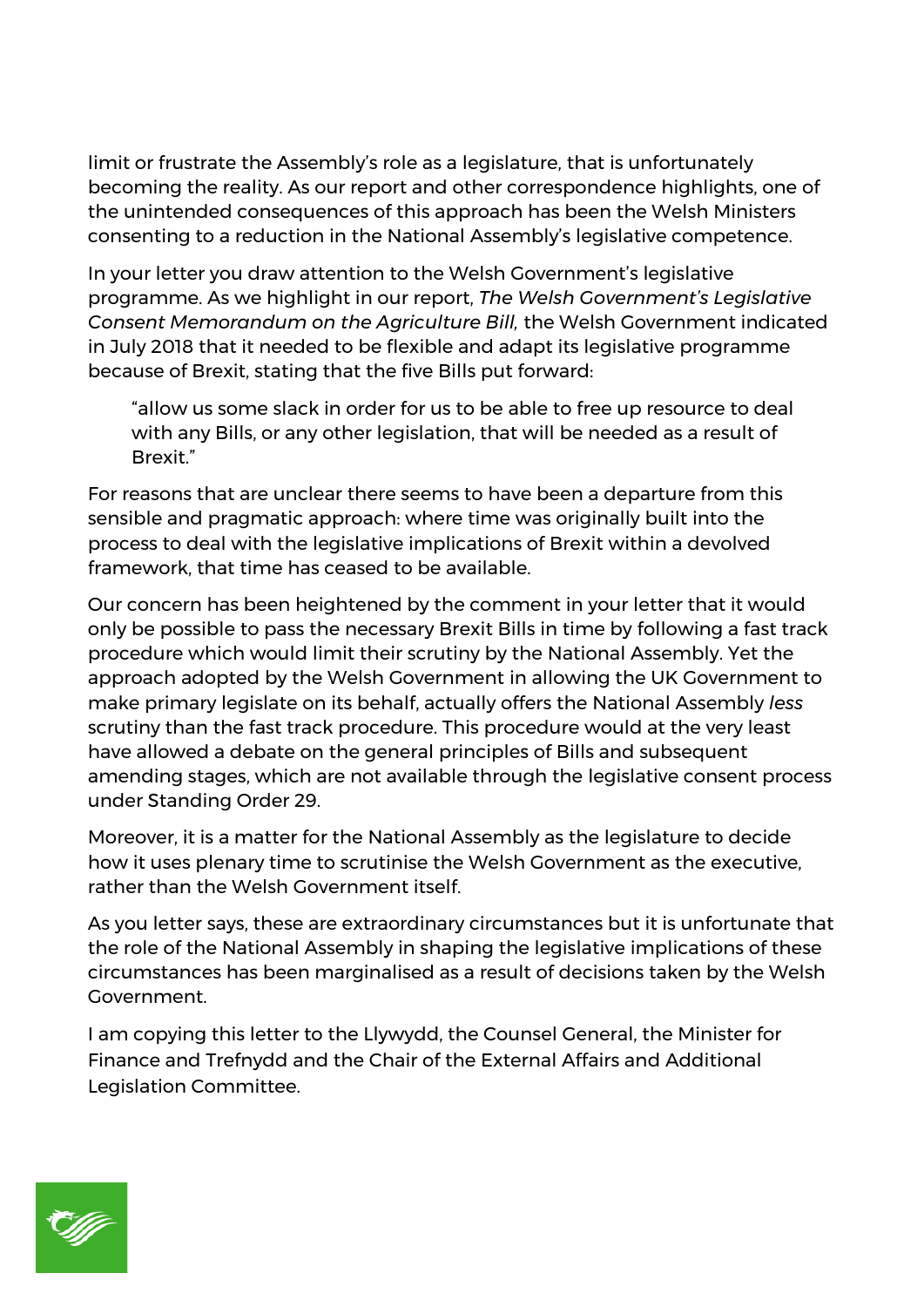limit or frustrate the Assembly's role as a legislature, that is unfortunately becoming the reality. As our report and other correspondence highlights, one of the unintended consequences of this approach has been the Welsh Ministers consenting to a reduction in the National Assembly's legislative competence.

In your letter you draw attention to the Welsh Government's legislative programme. As we highlight in our report, *The Welsh Government's Legislative Consent Memorandum on the Agriculture Bill,* the Welsh Government indicated in July 2018 that it needed to be flexible and adapt its legislative programme because of Brexit, stating that the five Bills put forward:

> "allow us some slack in order for us to be able to free up resource to deal with any Bills, or any other legislation, that will be needed as a result of Brexit."

For reasons that are unclear there seems to have been a departure from this sensible and pragmatic approach: where time was originally built into the process to deal with the legislative implications of Brexit within a devolved framework, that time has ceased to be available.

Our concern has been heightened by the comment in your letter that it would only be possible to pass the necessary Brexit Bills in time by following a fast track procedure which would limit their scrutiny by the National Assembly. Yet the approach adopted by the Welsh Government in allowing the UK Government to make primary legislate on its behalf, actually offers the National Assembly *less* scrutiny than the fast track procedure. This procedure would at the very least have allowed a debate on the general principles of Bills and subsequent amending stages, which are not available through the legislative consent process under Standing Order 29.

Moreover, it is a matter for the National Assembly as the legislature to decide how it uses plenary time to scrutinise the Welsh Government as the executive, rather than the Welsh Government itself.

As you letter says, these are extraordinary circumstances but it is unfortunate that the role of the National Assembly in shaping the legislative implications of these circumstances has been marginalised as a result of decisions taken by the Welsh Government.

I am copying this letter to the Llywydd, the Counsel General, the Minister for Finance and Trefnydd and the Chair of the External Affairs and Additional Legislation Committee.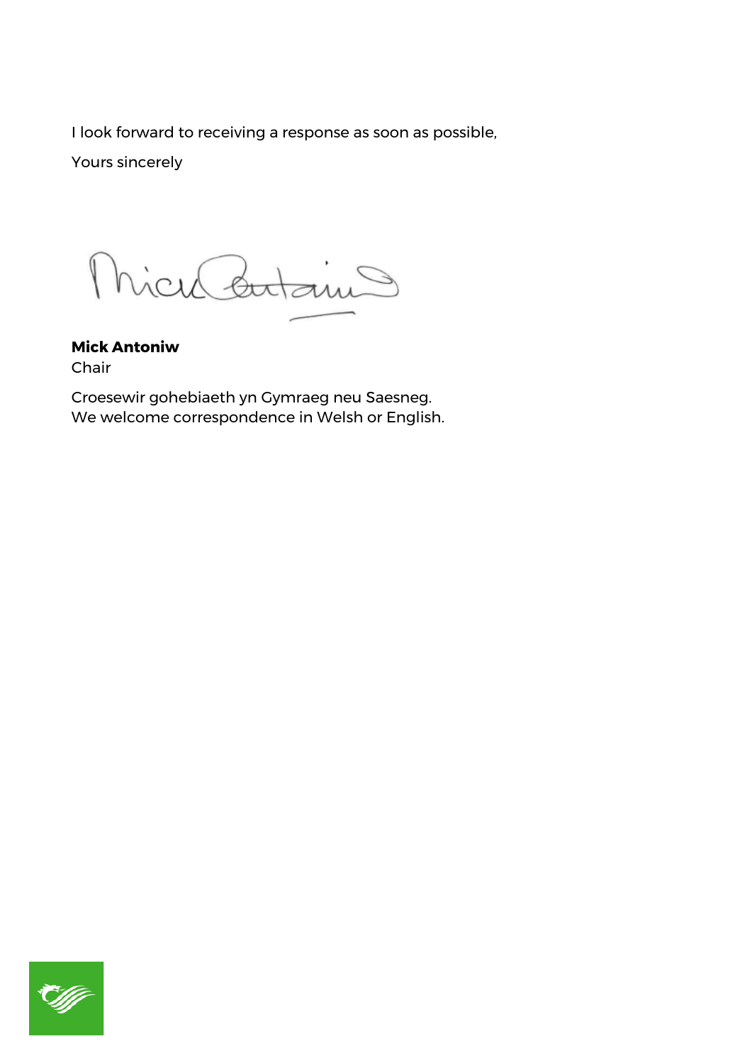I look forward to receiving a response as soon as possible,

Yours sincerely

**Mick Antoniw**
Chair

Croesewir gohebiaeth yn Gymraeg neu Saesneg.
We welcome correspondence in Welsh or English.